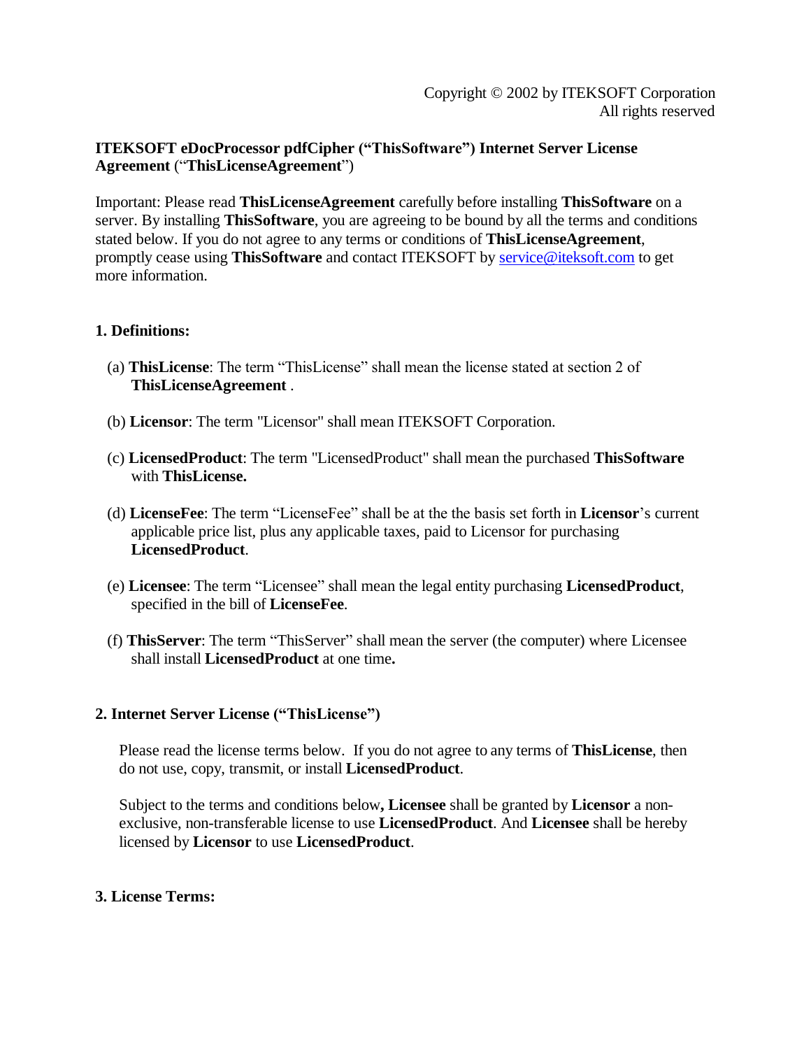Copyright © 2002 by ITEKSOFT Corporation
All rights reserved

**ITEKSOFT eDocProcessor pdfCipher ("ThisSoftware") Internet Server License Agreement** ("**ThisLicenseAgreement**")

Important: Please read **ThisLicenseAgreement** carefully before installing **ThisSoftware** on a server. By installing **ThisSoftware**, you are agreeing to be bound by all the terms and conditions stated below. If you do not agree to any terms or conditions of **ThisLicenseAgreement**, promptly cease using **ThisSoftware** and contact ITEKSOFT by service@iteksoft.com to get more information.

## 1. Definitions:

(a) **ThisLicense**: The term "ThisLicense" shall mean the license stated at section 2 of **ThisLicenseAgreement** .

(b) **Licensor**: The term "Licensor" shall mean ITEKSOFT Corporation.

(c) **LicensedProduct**: The term "LicensedProduct" shall mean the purchased **ThisSoftware** with **ThisLicense.**

(d) **LicenseFee**: The term "LicenseFee" shall be at the the basis set forth in **Licensor**'s current applicable price list, plus any applicable taxes, paid to Licensor for purchasing **LicensedProduct**.

(e) **Licensee**: The term "Licensee" shall mean the legal entity purchasing **LicensedProduct**, specified in the bill of **LicenseFee**.

(f) **ThisServer**: The term "ThisServer" shall mean the server (the computer) where Licensee shall install **LicensedProduct** at one time**.**

## 2. Internet Server License ("ThisLicense")

Please read the license terms below. If you do not agree to any terms of **ThisLicense**, then do not use, copy, transmit, or install **LicensedProduct**.

Subject to the terms and conditions below**, Licensee** shall be granted by **Licensor** a non-exclusive, non-transferable license to use **LicensedProduct**. And **Licensee** shall be hereby licensed by **Licensor** to use **LicensedProduct**.

## 3. License Terms: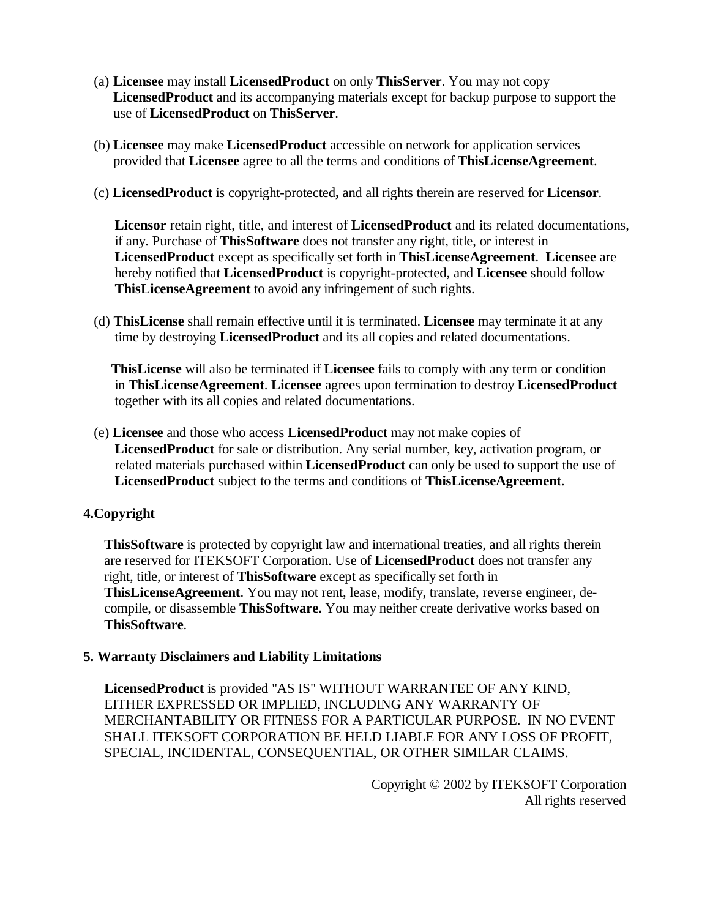(a) **Licensee** may install **LicensedProduct** on only **ThisServer**. You may not copy **LicensedProduct** and its accompanying materials except for backup purpose to support the use of **LicensedProduct** on **ThisServer**.

(b) **Licensee** may make **LicensedProduct** accessible on network for application services provided that **Licensee** agree to all the terms and conditions of **ThisLicenseAgreement**.

(c) **LicensedProduct** is copyright-protected**,** and all rights therein are reserved for **Licensor**.

**Licensor** retain right, title, and interest of **LicensedProduct** and its related documentations, if any. Purchase of **ThisSoftware** does not transfer any right, title, or interest in **LicensedProduct** except as specifically set forth in **ThisLicenseAgreement**. **Licensee** are hereby notified that **LicensedProduct** is copyright-protected, and **Licensee** should follow **ThisLicenseAgreement** to avoid any infringement of such rights.

(d) **ThisLicense** shall remain effective until it is terminated. **Licensee** may terminate it at any time by destroying **LicensedProduct** and its all copies and related documentations.

**ThisLicense** will also be terminated if **Licensee** fails to comply with any term or condition in **ThisLicenseAgreement**. **Licensee** agrees upon termination to destroy **LicensedProduct** together with its all copies and related documentations.

(e) **Licensee** and those who access **LicensedProduct** may not make copies of **LicensedProduct** for sale or distribution. Any serial number, key, activation program, or related materials purchased within **LicensedProduct** can only be used to support the use of **LicensedProduct** subject to the terms and conditions of **ThisLicenseAgreement**.

**4.Copyright**

**ThisSoftware** is protected by copyright law and international treaties, and all rights therein are reserved for ITEKSOFT Corporation. Use of **LicensedProduct** does not transfer any right, title, or interest of **ThisSoftware** except as specifically set forth in **ThisLicenseAgreement**. You may not rent, lease, modify, translate, reverse engineer, de-compile, or disassemble **ThisSoftware.** You may neither create derivative works based on **ThisSoftware**.

**5. Warranty Disclaimers and Liability Limitations**

**LicensedProduct** is provided "AS IS" WITHOUT WARRANTEE OF ANY KIND, EITHER EXPRESSED OR IMPLIED, INCLUDING ANY WARRANTY OF MERCHANTABILITY OR FITNESS FOR A PARTICULAR PURPOSE. IN NO EVENT SHALL ITEKSOFT CORPORATION BE HELD LIABLE FOR ANY LOSS OF PROFIT, SPECIAL, INCIDENTAL, CONSEQUENTIAL, OR OTHER SIMILAR CLAIMS.

Copyright © 2002 by ITEKSOFT Corporation
All rights reserved